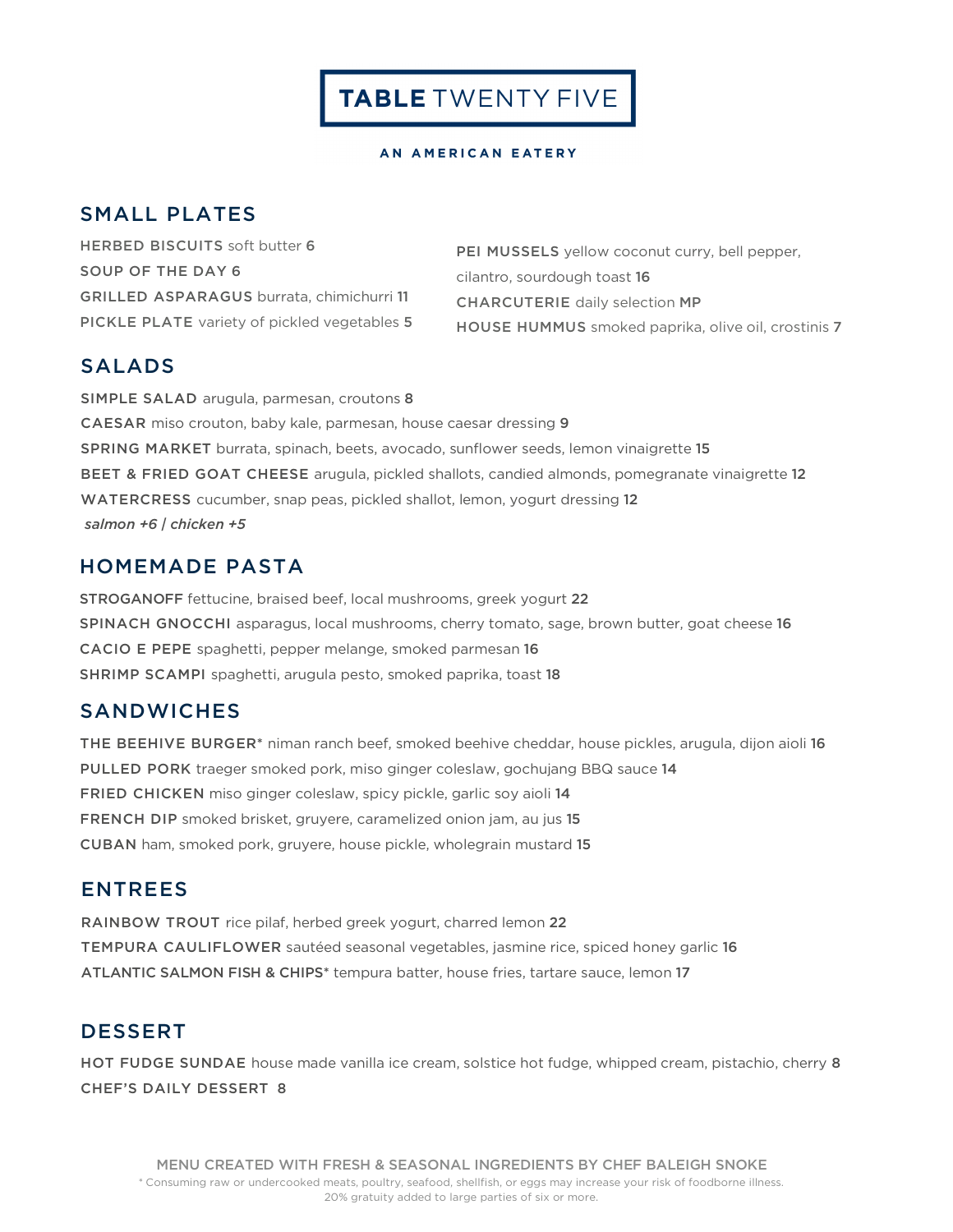# TABLE TWENTY FIVE

**AN AMERICAN EATERY**

## SMALL PLATES

HERBED BISCUITS soft butter **6**

SOUP OF THE DAY **6**

GRILLED ASPARAGUS burrata, chimichurri **11**

PICKLE PLATE variety of pickled vegetables **5**

PEI MUSSELS yellow coconut curry, bell pepper, cilantro, sourdough toast **16**

CHARCUTERIE daily selection **MP**

HOUSE HUMMUS smoked paprika, olive oil, crostinis **7**

## SALADS

SIMPLE SALAD arugula, parmesan, croutons **8**

CAESAR miso crouton, baby kale, parmesan, house caesar dressing **9**

SPRING MARKET burrata, spinach, beets, avocado, sunflower seeds, lemon vinaigrette **15**

BEET & FRIED GOAT CHEESE arugula, pickled shallots, candied almonds, pomegranate vinaigrette **12**

WATERCRESS cucumber, snap peas, pickled shallot, lemon, yogurt dressing **12**

*salmon +6 | chicken +5*

## HOMEMADE PASTA

STROGANOFF fettucine, braised beef, local mushrooms, greek yogurt **22**

SPINACH GNOCCHI asparagus, local mushrooms, cherry tomato, sage, brown butter, goat cheese **16**

CACIO E PEPE spaghetti, pepper melange, smoked parmesan **16**

SHRIMP SCAMPI spaghetti, arugula pesto, smoked paprika, toast **18**

## SANDWICHES

THE BEEHIVE BURGER* niman ranch beef, smoked beehive cheddar, house pickles, arugula, dijon aioli **16**

PULLED PORK traeger smoked pork, miso ginger coleslaw, gochujang BBQ sauce **14**

FRIED CHICKEN miso ginger coleslaw, spicy pickle, garlic soy aioli **14**

FRENCH DIP smoked brisket, gruyere, caramelized onion jam, au jus **15**

CUBAN ham, smoked pork, gruyere, house pickle, wholegrain mustard **15**

## ENTREES

RAINBOW TROUT rice pilaf, herbed greek yogurt, charred lemon **22**

TEMPURA CAULIFLOWER sautéed seasonal vegetables, jasmine rice, spiced honey garlic **16**

ATLANTIC SALMON FISH & CHIPS* tempura batter, house fries, tartare sauce, lemon **17**

## DESSERT

HOT FUDGE SUNDAE house made vanilla ice cream, solstice hot fudge, whipped cream, pistachio, cherry **8**

CHEF'S DAILY DESSERT **8**

MENU CREATED WITH FRESH & SEASONAL INGREDIENTS BY CHEF BALEIGH SNOKE

* Consuming raw or undercooked meats, poultry, seafood, shellfish, or eggs may increase your risk of foodborne illness.

20% gratuity added to large parties of six or more.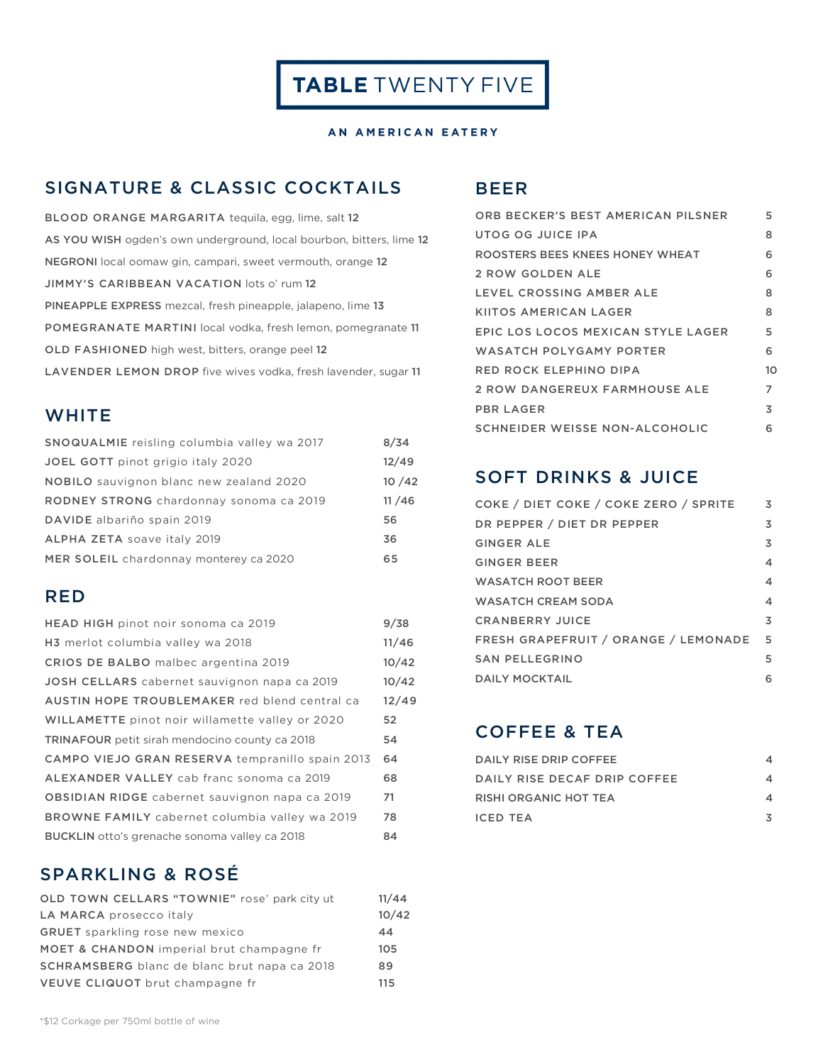# TABLE TWENTY FIVE

**AN AMERICAN EATERY**

## SIGNATURE & CLASSIC COCKTAILS

**BLOOD ORANGE MARGARITA** tequila, egg, lime, salt **12**

**AS YOU WISH** ogden's own underground, local bourbon, bitters, lime **12**

**NEGRONI** local oomaw gin, campari, sweet vermouth, orange **12**

**JIMMY'S CARIBBEAN VACATION** lots o' rum **12**

**PINEAPPLE EXPRESS** mezcal, fresh pineapple, jalapeno, lime **13**

**POMEGRANATE MARTINI** local vodka, fresh lemon, pomegranate **11**

**OLD FASHIONED** high west, bitters, orange peel **12**

**LAVENDER LEMON DROP** five wives vodka, fresh lavender, sugar **11**

## WHITE

| | |
|---|---|
| **SNOQUALMIE** riesling columbia valley wa 2017 | 8/34 |
| **JOEL GOTT** pinot grigio italy 2020 | 12/49 |
| **NOBILO** sauvignon blanc new zealand 2020 | 10 /42 |
| **RODNEY STRONG** chardonnay sonoma ca 2019 | 11 /46 |
| **DAVIDE** albariño spain 2019 | 56 |
| **ALPHA ZETA** soave italy 2019 | 36 |
| **MER SOLEIL** chardonnay monterey ca 2020 | 65 |

## RED

| | |
|---|---|
| **HEAD HIGH** pinot noir sonoma ca 2019 | 9/38 |
| **H3** merlot columbia valley wa 2018 | 11/46 |
| **CRIOS DE BALBO** malbec argentina 2019 | 10/42 |
| **JOSH CELLARS** cabernet sauvignon napa ca 2019 | 10/42 |
| **AUSTIN HOPE TROUBLEMAKER** red blend central ca | 12/49 |
| **WILLAMETTE** pinot noir willamette valley or 2020 | 52 |
| **TRINAFOUR** petit sirah mendocino county ca 2018 | 54 |
| **CAMPO VIEJO GRAN RESERVA** tempranillo spain 2013 | 64 |
| **ALEXANDER VALLEY** cab franc sonoma ca 2019 | 68 |
| **OBSIDIAN RIDGE** cabernet sauvignon napa ca 2019 | 71 |
| **BROWNE FAMILY** cabernet columbia valley wa 2019 | 78 |
| **BUCKLIN** otto's grenache sonoma valley ca 2018 | 84 |

## SPARKLING & ROSÉ

| | |
|---|---|
| **OLD TOWN CELLARS "TOWNIE"** rose' park city ut | 11/44 |
| **LA MARCA** prosecco italy | 10/42 |
| **GRUET** sparkling rose new mexico | 44 |
| **MOET & CHANDON** imperial brut champagne fr | 105 |
| **SCHRAMSBERG** blanc de blanc brut napa ca 2018 | 89 |
| **VEUVE CLIQUOT** brut champagne fr | 115 |

*$12 Corkage per 750ml bottle of wine

## BEER

| | |
|---|---|
| ORB BECKER'S BEST AMERICAN PILSNER | 5 |
| UTOG OG JUICE IPA | 8 |
| ROOSTERS BEES KNEES HONEY WHEAT | 6 |
| 2 ROW GOLDEN ALE | 6 |
| LEVEL CROSSING AMBER ALE | 8 |
| KIITOS AMERICAN LAGER | 8 |
| EPIC LOS LOCOS MEXICAN STYLE LAGER | 5 |
| WASATCH POLYGAMY PORTER | 6 |
| RED ROCK ELEPHINO DIPA | 10 |
| 2 ROW DANGEREUX FARMHOUSE ALE | 7 |
| PBR LAGER | 3 |
| SCHNEIDER WEISSE NON-ALCOHOLIC | 6 |

## SOFT DRINKS & JUICE

| | |
|---|---|
| COKE / DIET COKE / COKE ZERO / SPRITE | 3 |
| DR PEPPER / DIET DR PEPPER | 3 |
| GINGER ALE | 3 |
| GINGER BEER | 4 |
| WASATCH ROOT BEER | 4 |
| WASATCH CREAM SODA | 4 |
| CRANBERRY JUICE | 3 |
| FRESH GRAPEFRUIT / ORANGE / LEMONADE | 5 |
| SAN PELLEGRINO | 5 |
| DAILY MOCKTAIL | 6 |

## COFFEE & TEA

| | |
|---|---|
| DAILY RISE DRIP COFFEE | 4 |
| DAILY RISE DECAF DRIP COFFEE | 4 |
| RISHI ORGANIC HOT TEA | 4 |
| ICED TEA | 3 |